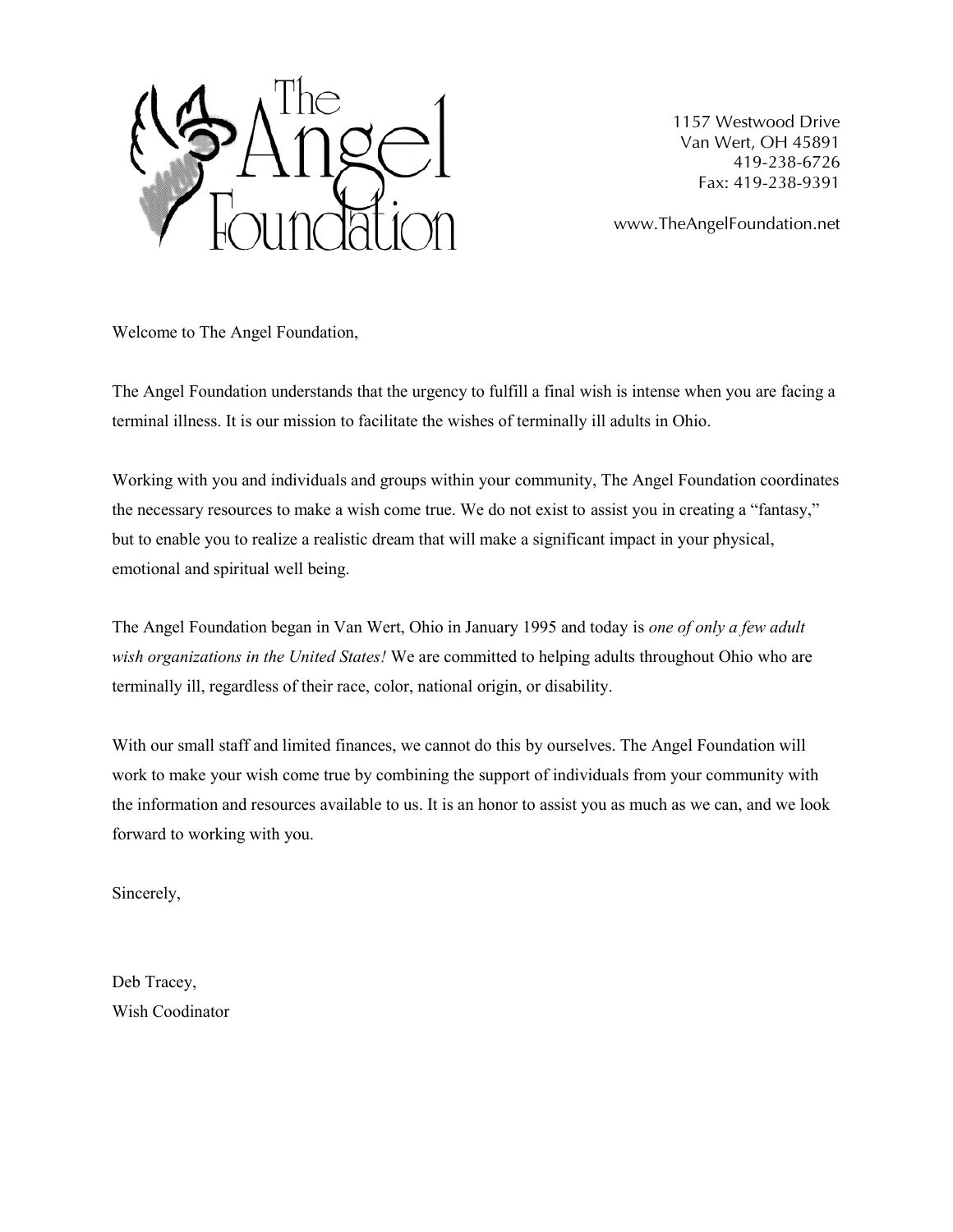# The Angel Foundation

1157 Westwood Drive
Van Wert, OH 45891
419-238-6726
Fax: 419-238-9391

www.TheAngelFoundation.net

Welcome to The Angel Foundation,

The Angel Foundation understands that the urgency to fulfill a final wish is intense when you are facing a terminal illness. It is our mission to facilitate the wishes of terminally ill adults in Ohio.

Working with you and individuals and groups within your community, The Angel Foundation coordinates the necessary resources to make a wish come true. We do not exist to assist you in creating a "fantasy," but to enable you to realize a realistic dream that will make a significant impact in your physical, emotional and spiritual well being.

The Angel Foundation began in Van Wert, Ohio in January 1995 and today is *one of only a few adult wish organizations in the United States!* We are committed to helping adults throughout Ohio who are terminally ill, regardless of their race, color, national origin, or disability.

With our small staff and limited finances, we cannot do this by ourselves. The Angel Foundation will work to make your wish come true by combining the support of individuals from your community with the information and resources available to us. It is an honor to assist you as much as we can, and we look forward to working with you.

Sincerely,

Deb Tracey,
Wish Coodinator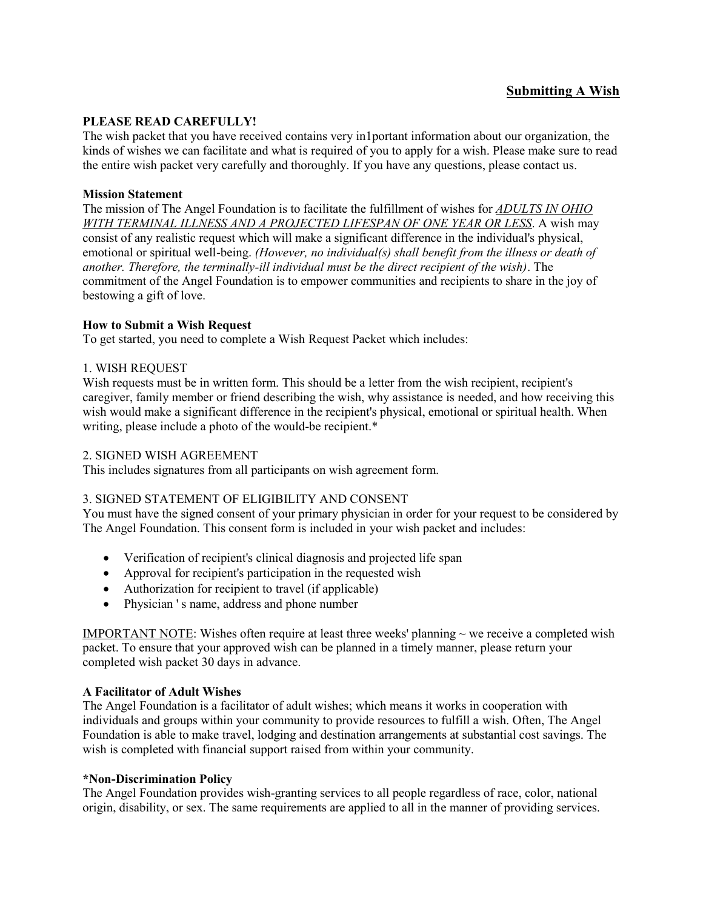## Submitting A Wish

**PLEASE READ CAREFULLY!**

The wish packet that you have received contains very in1portant information about our organization, the kinds of wishes we can facilitate and what is required of you to apply for a wish. Please make sure to read the entire wish packet very carefully and thoroughly. If you have any questions, please contact us.

**Mission Statement**

The mission of The Angel Foundation is to facilitate the fulfillment of wishes for *ADULTS IN OHIO WITH TERMINAL ILLNESS AND A PROJECTED LIFESPAN OF ONE YEAR OR LESS*. A wish may consist of any realistic request which will make a significant difference in the individual's physical, emotional or spiritual well-being. *(However, no individual(s) shall benefit from the illness or death of another. Therefore, the terminally-ill individual must be the direct recipient of the wish)*. The commitment of the Angel Foundation is to empower communities and recipients to share in the joy of bestowing a gift of love.

**How to Submit a Wish Request**

To get started, you need to complete a Wish Request Packet which includes:

1. WISH REQUEST

Wish requests must be in written form. This should be a letter from the wish recipient, recipient's caregiver, family member or friend describing the wish, why assistance is needed, and how receiving this wish would make a significant difference in the recipient's physical, emotional or spiritual health. When writing, please include a photo of the would-be recipient.*

2. SIGNED WISH AGREEMENT

This includes signatures from all participants on wish agreement form.

3. SIGNED STATEMENT OF ELIGIBILITY AND CONSENT

You must have the signed consent of your primary physician in order for your request to be considered by The Angel Foundation. This consent form is included in your wish packet and includes:

- Verification of recipient's clinical diagnosis and projected life span
- Approval for recipient's participation in the requested wish
- Authorization for recipient to travel (if applicable)
- Physician ' s name, address and phone number

IMPORTANT NOTE: Wishes often require at least three weeks' planning ~ we receive a completed wish packet. To ensure that your approved wish can be planned in a timely manner, please return your completed wish packet 30 days in advance.

**A Facilitator of Adult Wishes**

The Angel Foundation is a facilitator of adult wishes; which means it works in cooperation with individuals and groups within your community to provide resources to fulfill a wish. Often, The Angel Foundation is able to make travel, lodging and destination arrangements at substantial cost savings. The wish is completed with financial support raised from within your community.

***Non-Discrimination Policy**

The Angel Foundation provides wish-granting services to all people regardless of race, color, national origin, disability, or sex. The same requirements are applied to all in the manner of providing services.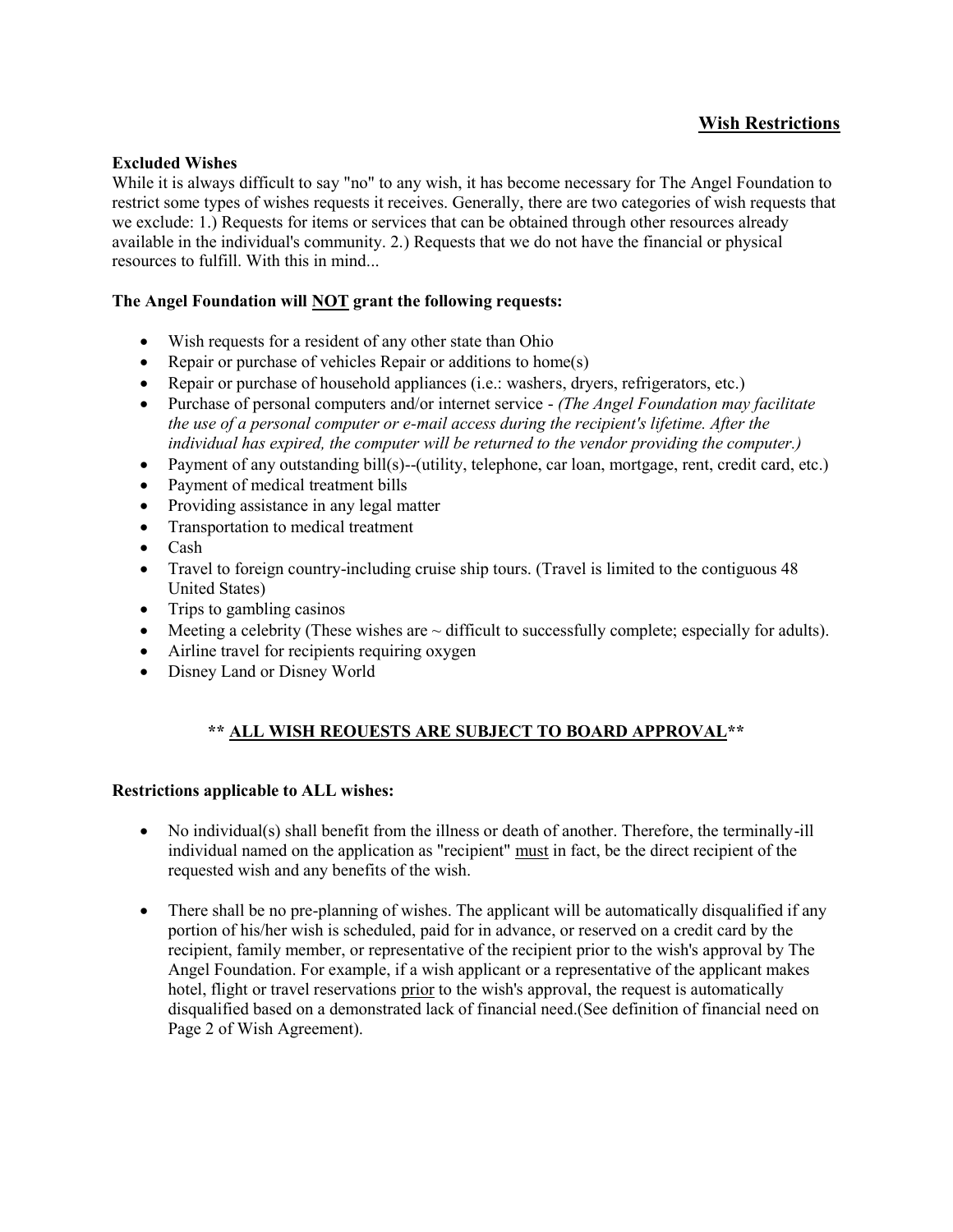## Wish Restrictions

**Excluded Wishes**

While it is always difficult to say "no" to any wish, it has become necessary for The Angel Foundation to restrict some types of wishes requests it receives. Generally, there are two categories of wish requests that we exclude: 1.) Requests for items or services that can be obtained through other resources already available in the individual's community. 2.) Requests that we do not have the financial or physical resources to fulfill. With this in mind...

**The Angel Foundation will <u>NOT</u> grant the following requests:**

- Wish requests for a resident of any other state than Ohio
- Repair or purchase of vehicles Repair or additions to home(s)
- Repair or purchase of household appliances (i.e.: washers, dryers, refrigerators, etc.)
- Purchase of personal computers and/or internet service - *(The Angel Foundation may facilitate the use of a personal computer or e-mail access during the recipient's lifetime. After the individual has expired, the computer will be returned to the vendor providing the computer.)*
- Payment of any outstanding bill(s)--(utility, telephone, car loan, mortgage, rent, credit card, etc.)
- Payment of medical treatment bills
- Providing assistance in any legal matter
- Transportation to medical treatment
- Cash
- Travel to foreign country-including cruise ship tours. (Travel is limited to the contiguous 48 United States)
- Trips to gambling casinos
- Meeting a celebrity (These wishes are ~ difficult to successfully complete; especially for adults).
- Airline travel for recipients requiring oxygen
- Disney Land or Disney World

**\*\* <u>ALL WISH REOUESTS ARE SUBJECT TO BOARD APPROVAL</u>\*\***

**Restrictions applicable to ALL wishes:**

- No individual(s) shall benefit from the illness or death of another. Therefore, the terminally-ill individual named on the application as "recipient" <u>must</u> in fact, be the direct recipient of the requested wish and any benefits of the wish.

- There shall be no pre-planning of wishes. The applicant will be automatically disqualified if any portion of his/her wish is scheduled, paid for in advance, or reserved on a credit card by the recipient, family member, or representative of the recipient prior to the wish's approval by The Angel Foundation. For example, if a wish applicant or a representative of the applicant makes hotel, flight or travel reservations <u>prior</u> to the wish's approval, the request is automatically disqualified based on a demonstrated lack of financial need.(See definition of financial need on Page 2 of Wish Agreement).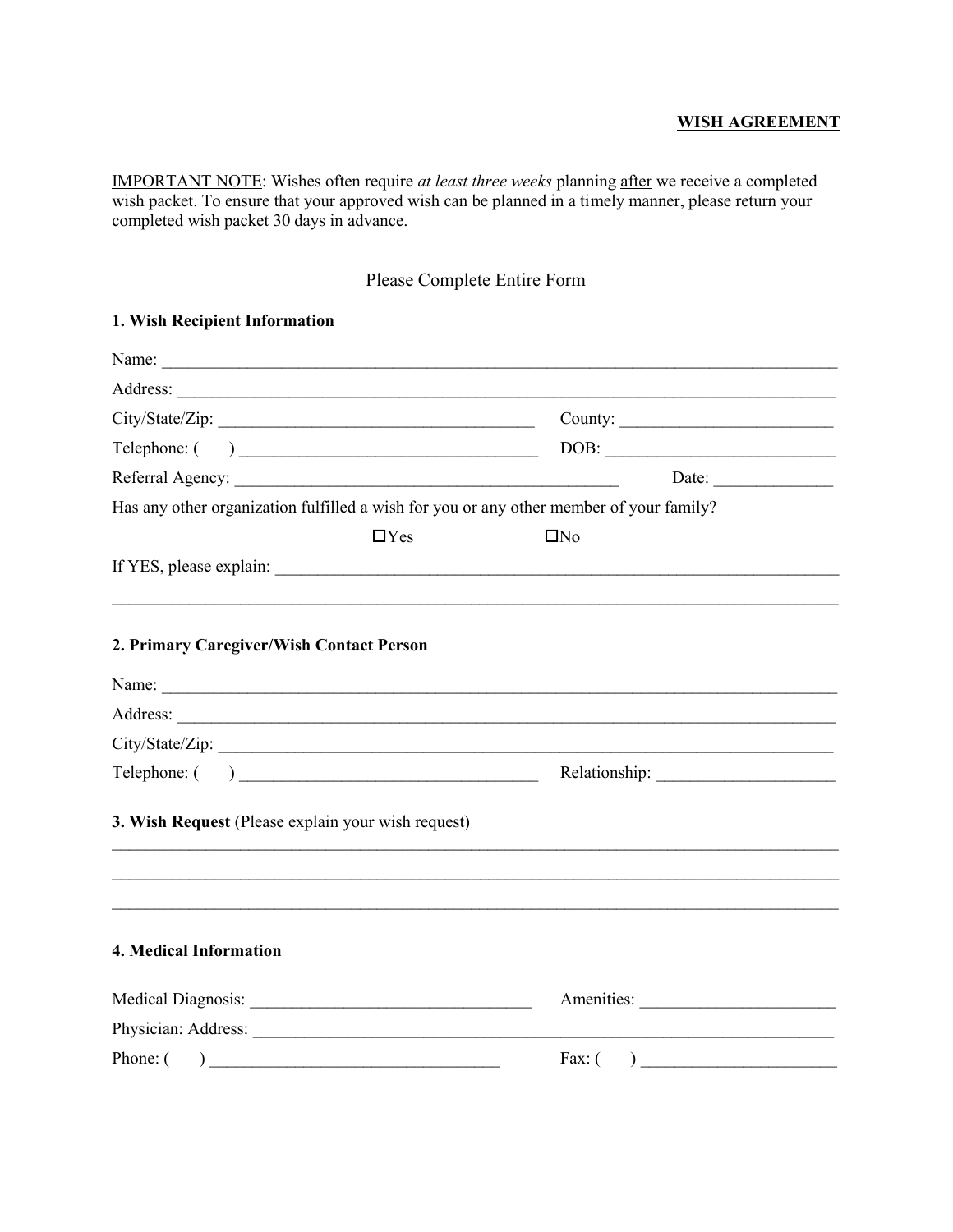**WISH AGREEMENT**

<u>IMPORTANT NOTE</u>: Wishes often require *at least three weeks* planning <u>after</u> we receive a completed wish packet. To ensure that your approved wish can be planned in a timely manner, please return your completed wish packet 30 days in advance.

Please Complete Entire Form

**1. Wish Recipient Information**

Name: ___________________________________________________________________________

Address: _________________________________________________________________________

City/State/Zip: ___________________________________ County: ________________________

Telephone: (     ) _________________________________ DOB: __________________________

Referral Agency: ___________________________________________ Date: _____________

Has any other organization fulfilled a wish for you or any other member of your family?

☐Yes ☐No

If YES, please explain: ____________________________________________________________

_________________________________________________________________________________

**2. Primary Caregiver/Wish Contact Person**

Name: ___________________________________________________________________________

Address: _________________________________________________________________________

City/State/Zip: ____________________________________________________________________

Telephone: (     ) _________________________________ Relationship: ____________________

**3. Wish Request** (Please explain your wish request)

_________________________________________________________________________________

_________________________________________________________________________________

_________________________________________________________________________________

**4. Medical Information**

Medical Diagnosis: ________________________________ Amenities: _____________________

Physician: Address: _______________________________________________________________

Phone: (     ) ________________________________ Fax: (     ) _____________________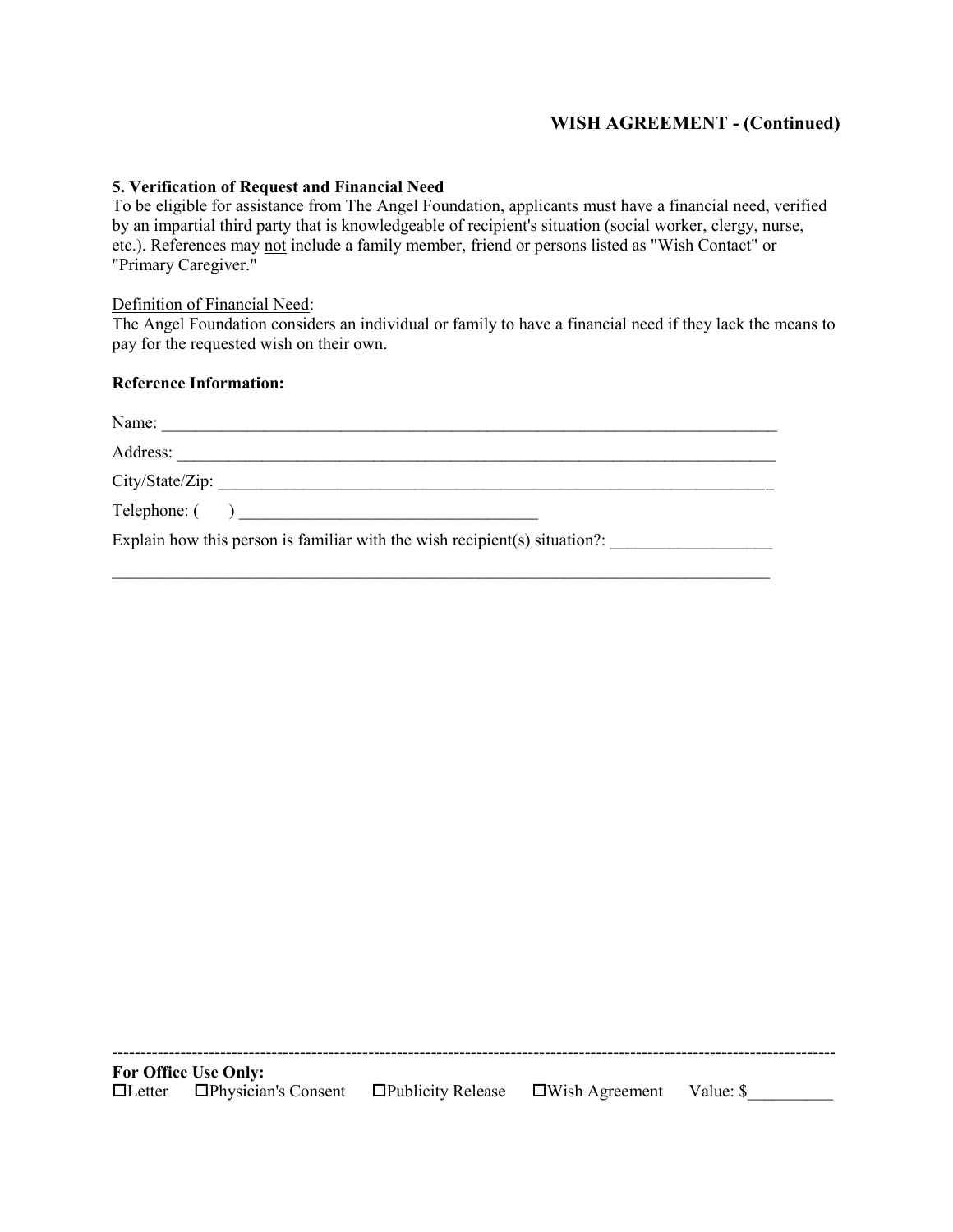## WISH AGREEMENT - (Continued)

**5. Verification of Request and Financial Need**

To be eligible for assistance from The Angel Foundation, applicants <u>must</u> have a financial need, verified by an impartial third party that is knowledgeable of recipient's situation (social worker, clergy, nurse, etc.). References may <u>not</u> include a family member, friend or persons listed as "Wish Contact" or "Primary Caregiver."

<u>Definition of Financial Need</u>:

The Angel Foundation considers an individual or family to have a financial need if they lack the means to pay for the requested wish on their own.

**Reference Information:**

Name: ______________________________________________________________________________

Address: ____________________________________________________________________________

City/State/Zip: _______________________________________________________________________

Telephone: ( ) ___________________________________

Explain how this person is familiar with the wish recipient(s) situation?: ___________________

_______________________________________________________________________________

---

**For Office Use Only:**

☐Letter ☐Physician's Consent ☐Publicity Release ☐Wish Agreement Value: $__________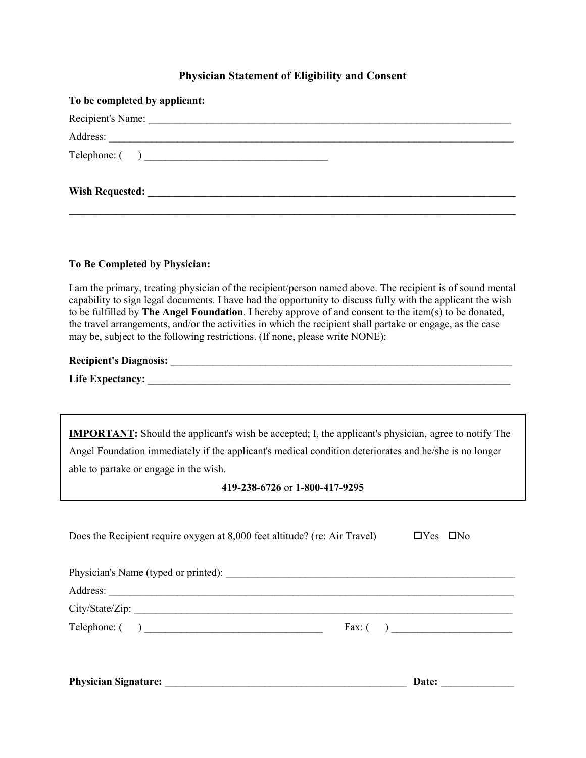## Physician Statement of Eligibility and Consent

**To be completed by applicant:**

Recipient's Name: ___________________________________________________________________________

Address: ___________________________________________________________________________________

Telephone: (     ) ___________________________________

**Wish Requested: ___________________________________________________________________________**

**_______________________________________________________________________________________________**

**To Be Completed by Physician:**

I am the primary, treating physician of the recipient/person named above. The recipient is of sound mental capability to sign legal documents. I have had the opportunity to discuss fully with the applicant the wish to be fulfilled by **The Angel Foundation**. I hereby approve of and consent to the item(s) to be donated, the travel arrangements, and/or the activities in which the recipient shall partake or engage, as the case may be, subject to the following restrictions. (If none, please write NONE):

**Recipient's Diagnosis:** _____________________________________________________________________

**Life Expectancy:** _________________________________________________________________________

> **IMPORTANT:** Should the applicant's wish be accepted; I, the applicant's physician, agree to notify The Angel Foundation immediately if the applicant's medical condition deteriorates and he/she is no longer able to partake or engage in the wish.
>
> **419-238-6726** or **1-800-417-9295**

Does the Recipient require oxygen at 8,000 feet altitude? (re: Air Travel) ☐Yes ☐No

Physician's Name (typed or printed): ___________________________________________________________

Address: ___________________________________________________________________________________

City/State/Zip: _____________________________________________________________________________

Telephone: (     ) ___________________________________ Fax: (     ) ________________________

**Physician Signature:** _________________________________________________ **Date:** ______________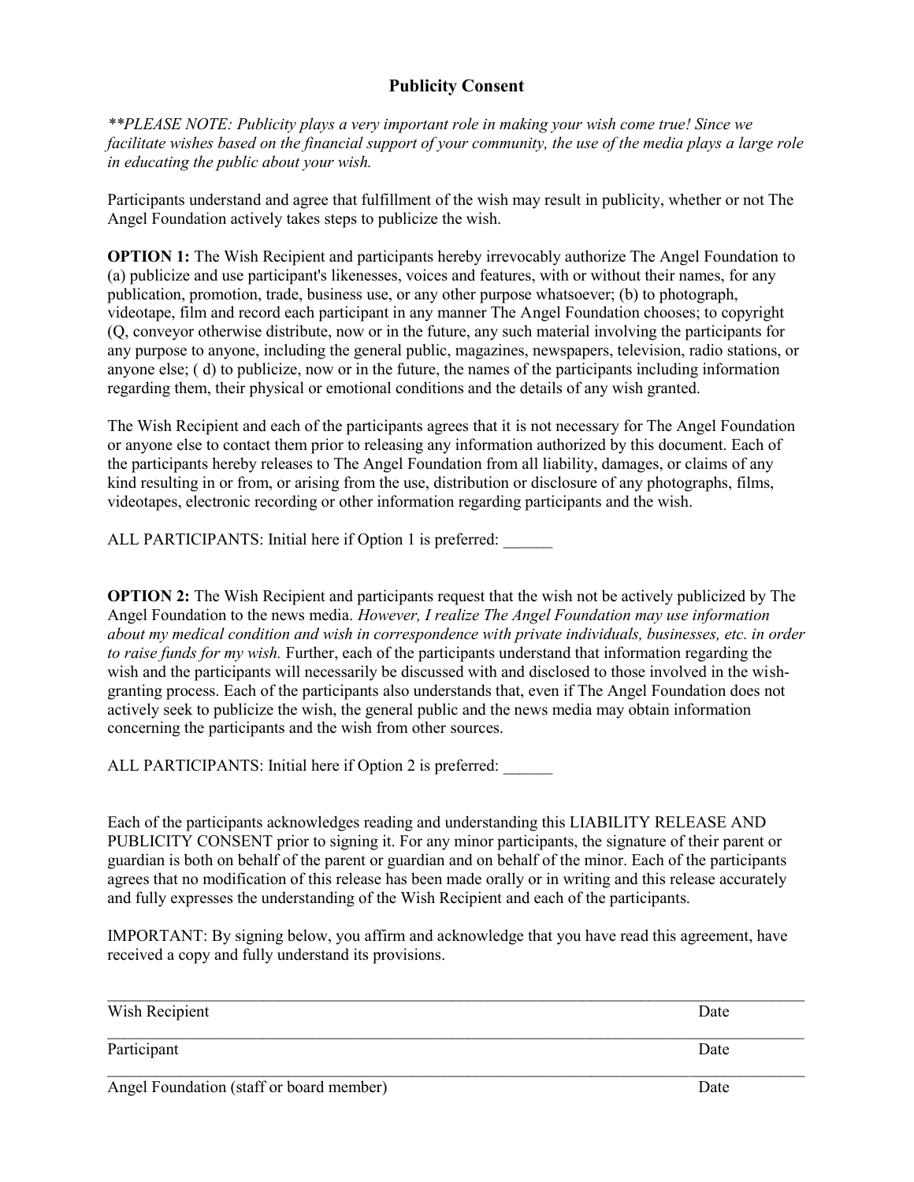## Publicity Consent

*\*\*PLEASE NOTE: Publicity plays a very important role in making your wish come true! Since we facilitate wishes based on the financial support of your community, the use of the media plays a large role in educating the public about your wish.*

Participants understand and agree that fulfillment of the wish may result in publicity, whether or not The Angel Foundation actively takes steps to publicize the wish.

**OPTION 1:** The Wish Recipient and participants hereby irrevocably authorize The Angel Foundation to (a) publicize and use participant's likenesses, voices and features, with or without their names, for any publication, promotion, trade, business use, or any other purpose whatsoever; (b) to photograph, videotape, film and record each participant in any manner The Angel Foundation chooses; to copyright (Q, conveyor otherwise distribute, now or in the future, any such material involving the participants for any purpose to anyone, including the general public, magazines, newspapers, television, radio stations, or anyone else; ( d) to publicize, now or in the future, the names of the participants including information regarding them, their physical or emotional conditions and the details of any wish granted.

The Wish Recipient and each of the participants agrees that it is not necessary for The Angel Foundation or anyone else to contact them prior to releasing any information authorized by this document. Each of the participants hereby releases to The Angel Foundation from all liability, damages, or claims of any kind resulting in or from, or arising from the use, distribution or disclosure of any photographs, films, videotapes, electronic recording or other information regarding participants and the wish.

ALL PARTICIPANTS: Initial here if Option 1 is preferred: ______

**OPTION 2:** The Wish Recipient and participants request that the wish not be actively publicized by The Angel Foundation to the news media. *However, I realize The Angel Foundation may use information about my medical condition and wish in correspondence with private individuals, businesses, etc. in order to raise funds for my wish.* Further, each of the participants understand that information regarding the wish and the participants will necessarily be discussed with and disclosed to those involved in the wish-granting process. Each of the participants also understands that, even if The Angel Foundation does not actively seek to publicize the wish, the general public and the news media may obtain information concerning the participants and the wish from other sources.

ALL PARTICIPANTS: Initial here if Option 2 is preferred: ______

Each of the participants acknowledges reading and understanding this LIABILITY RELEASE AND PUBLICITY CONSENT prior to signing it. For any minor participants, the signature of their parent or guardian is both on behalf of the parent or guardian and on behalf of the minor. Each of the participants agrees that no modification of this release has been made orally or in writing and this release accurately and fully expresses the understanding of the Wish Recipient and each of the participants.

IMPORTANT: By signing below, you affirm and acknowledge that you have read this agreement, have received a copy and fully understand its provisions.

______________________________________________________________________________

Wish Recipient Date

______________________________________________________________________________

Participant Date

______________________________________________________________________________

Angel Foundation (staff or board member) Date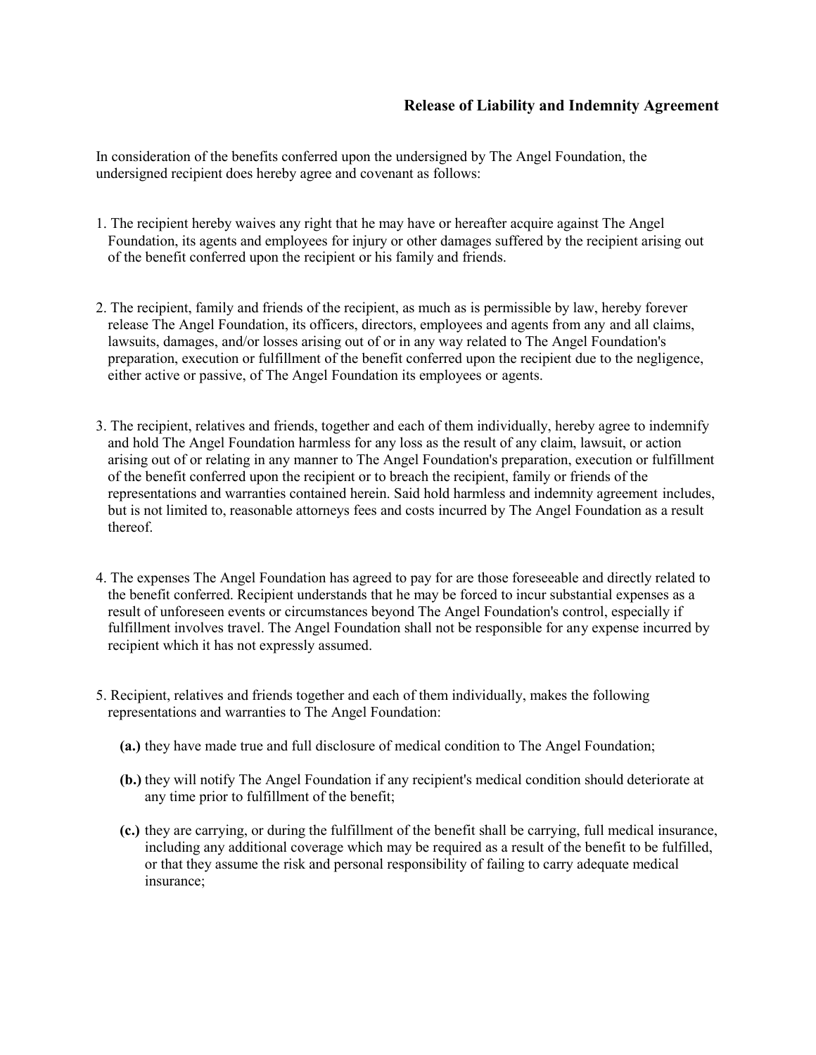### Release of Liability and Indemnity Agreement

In consideration of the benefits conferred upon the undersigned by The Angel Foundation, the undersigned recipient does hereby agree and covenant as follows:

1. The recipient hereby waives any right that he may have or hereafter acquire against The Angel Foundation, its agents and employees for injury or other damages suffered by the recipient arising out of the benefit conferred upon the recipient or his family and friends.

2. The recipient, family and friends of the recipient, as much as is permissible by law, hereby forever release The Angel Foundation, its officers, directors, employees and agents from any and all claims, lawsuits, damages, and/or losses arising out of or in any way related to The Angel Foundation's preparation, execution or fulfillment of the benefit conferred upon the recipient due to the negligence, either active or passive, of The Angel Foundation its employees or agents.

3. The recipient, relatives and friends, together and each of them individually, hereby agree to indemnify and hold The Angel Foundation harmless for any loss as the result of any claim, lawsuit, or action arising out of or relating in any manner to The Angel Foundation's preparation, execution or fulfillment of the benefit conferred upon the recipient or to breach the recipient, family or friends of the representations and warranties contained herein. Said hold harmless and indemnity agreement includes, but is not limited to, reasonable attorneys fees and costs incurred by The Angel Foundation as a result thereof.

4. The expenses The Angel Foundation has agreed to pay for are those foreseeable and directly related to the benefit conferred. Recipient understands that he may be forced to incur substantial expenses as a result of unforeseen events or circumstances beyond The Angel Foundation's control, especially if fulfillment involves travel. The Angel Foundation shall not be responsible for any expense incurred by recipient which it has not expressly assumed.

5. Recipient, relatives and friends together and each of them individually, makes the following representations and warranties to The Angel Foundation:

   **(a.)** they have made true and full disclosure of medical condition to The Angel Foundation;

   **(b.)** they will notify The Angel Foundation if any recipient's medical condition should deteriorate at any time prior to fulfillment of the benefit;

   **(c.)** they are carrying, or during the fulfillment of the benefit shall be carrying, full medical insurance, including any additional coverage which may be required as a result of the benefit to be fulfilled, or that they assume the risk and personal responsibility of failing to carry adequate medical insurance;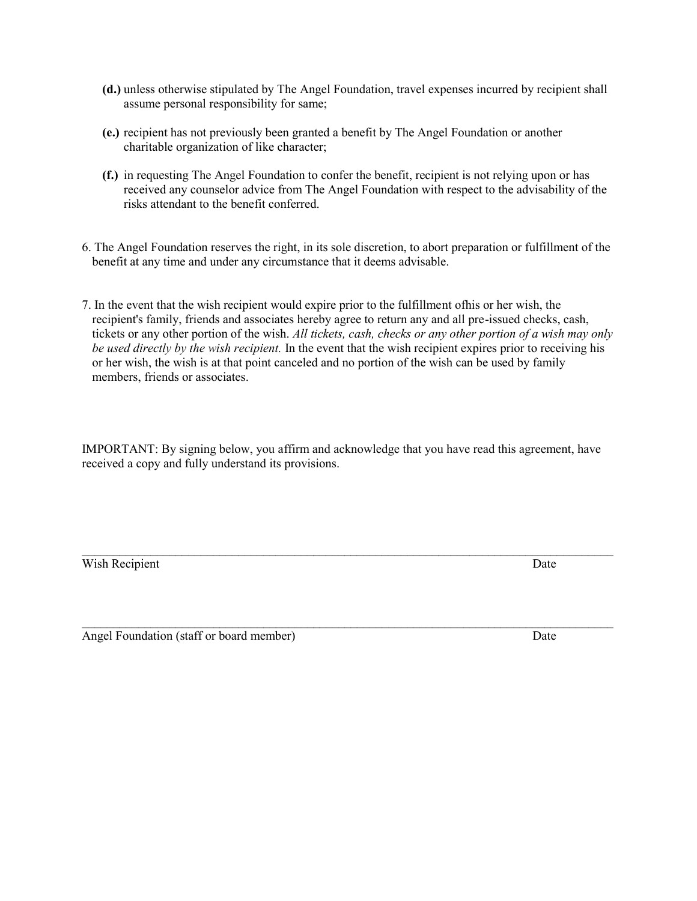**(d.)** unless otherwise stipulated by The Angel Foundation, travel expenses incurred by recipient shall assume personal responsibility for same;

**(e.)** recipient has not previously been granted a benefit by The Angel Foundation or another charitable organization of like character;

**(f.)** in requesting The Angel Foundation to confer the benefit, recipient is not relying upon or has received any counselor advice from The Angel Foundation with respect to the advisability of the risks attendant to the benefit conferred.

6. The Angel Foundation reserves the right, in its sole discretion, to abort preparation or fulfillment of the benefit at any time and under any circumstance that it deems advisable.

7. In the event that the wish recipient would expire prior to the fulfillment ofhis or her wish, the recipient's family, friends and associates hereby agree to return any and all pre-issued checks, cash, tickets or any other portion of the wish. *All tickets, cash, checks or any other portion of a wish may only be used directly by the wish recipient.* In the event that the wish recipient expires prior to receiving his or her wish, the wish is at that point canceled and no portion of the wish can be used by family members, friends or associates.

IMPORTANT: By signing below, you affirm and acknowledge that you have read this agreement, have received a copy and fully understand its provisions.

\_\_\_\_\_\_\_\_\_\_\_\_\_\_\_\_\_\_\_\_\_\_\_\_\_\_\_\_\_\_\_\_\_\_\_\_\_\_\_\_\_\_\_\_\_\_\_\_\_\_\_\_\_\_\_\_\_\_\_\_\_\_\_\_\_\_\_\_\_\_\_\_

Wish Recipient                                                                                                                    Date

\_\_\_\_\_\_\_\_\_\_\_\_\_\_\_\_\_\_\_\_\_\_\_\_\_\_\_\_\_\_\_\_\_\_\_\_\_\_\_\_\_\_\_\_\_\_\_\_\_\_\_\_\_\_\_\_\_\_\_\_\_\_\_\_\_\_\_\_\_\_\_\_

Angel Foundation (staff or board member)                                                                                  Date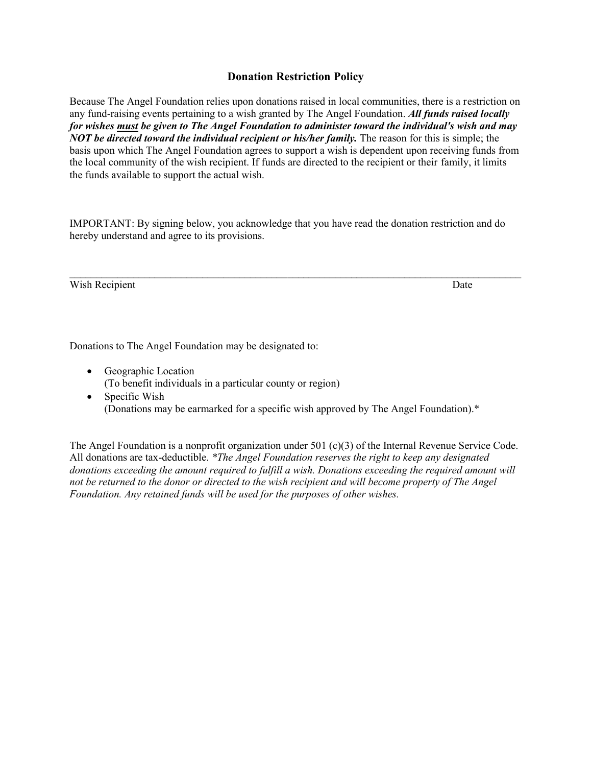## Donation Restriction Policy

Because The Angel Foundation relies upon donations raised in local communities, there is a restriction on any fund-raising events pertaining to a wish granted by The Angel Foundation. ***All funds raised locally for wishes <u>must</u> be given to The Angel Foundation to administer toward the individual's wish and may NOT be directed toward the individual recipient or his/her family.*** The reason for this is simple; the basis upon which The Angel Foundation agrees to support a wish is dependent upon receiving funds from the local community of the wish recipient. If funds are directed to the recipient or their family, it limits the funds available to support the actual wish.

IMPORTANT: By signing below, you acknowledge that you have read the donation restriction and do hereby understand and agree to its provisions.

\_\_\_\_\_\_\_\_\_\_\_\_\_\_\_\_\_\_\_\_\_\_\_\_\_\_\_\_\_\_\_\_\_\_\_\_\_\_\_\_\_\_\_\_\_\_\_\_\_\_\_\_\_\_\_\_\_\_\_\_\_\_\_\_\_\_\_\_\_\_

Wish Recipient Date

Donations to The Angel Foundation may be designated to:

- Geographic Location
  (To benefit individuals in a particular county or region)
- Specific Wish
  (Donations may be earmarked for a specific wish approved by The Angel Foundation).*

The Angel Foundation is a nonprofit organization under 501 (c)(3) of the Internal Revenue Service Code. All donations are tax-deductible. **The Angel Foundation reserves the right to keep any designated donations exceeding the amount required to fulfill a wish. Donations exceeding the required amount will not be returned to the donor or directed to the wish recipient and will become property of The Angel Foundation. Any retained funds will be used for the purposes of other wishes.*